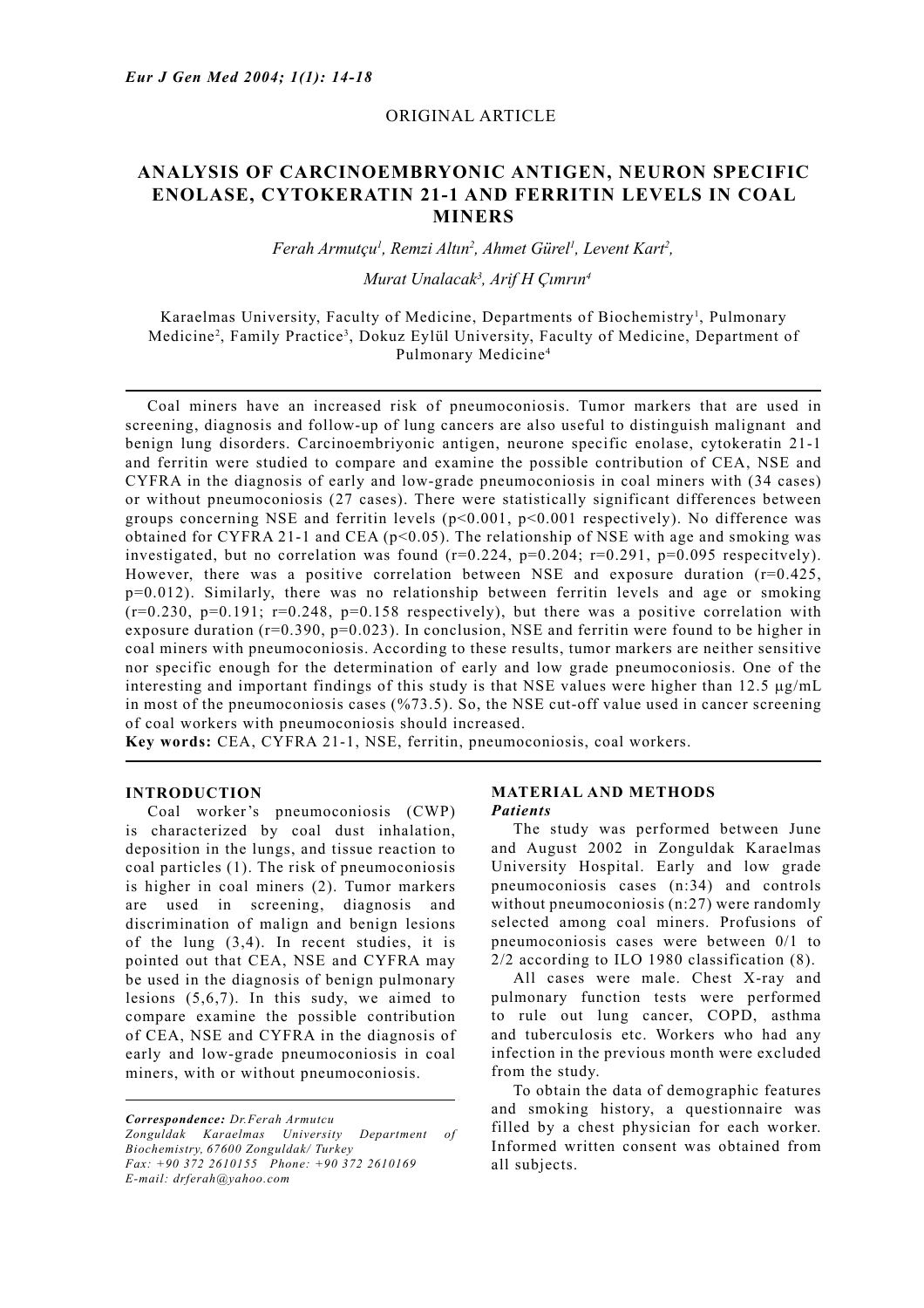ORIGINAL ARTICLE

# ANALYSIS OF CARCINOEMBRYONIC ANTIGEN, NEURON SPECIFIC ENOLASE, CYTOKERATIN 21-1 AND FERRITIN LEVELS IN COAL MINERS

*Ferah Armutçu[1], Remzi Altın[2], Ahmet Gürel[1], Levent Kart[2], Murat Unalacak[3], Arif H Çımrın[4]*

Karaelmas University, Faculty of Medicine, Departments of Biochemistry[1], Pulmonary Medicine[2], Family Practice[3], Dokuz Eylül University, Faculty of Medicine, Department of Pulmonary Medicine[4]

Coal miners have an increased risk of pneumoconiosis. Tumor markers that are used in screening, diagnosis and follow-up of lung cancers are also useful to distinguish malignant and benign lung disorders. Carcinoembriyonic antigen, neurone specific enolase, cytokeratin 21-1 and ferritin were studied to compare and examine the possible contribution of CEA, NSE and CYFRA in the diagnosis of early and low-grade pneumoconiosis in coal miners with (34 cases) or without pneumoconiosis (27 cases). There were statistically significant differences between groups concerning NSE and ferritin levels ($p<0.001$, $p<0.001$ respectively). No difference was obtained for CYFRA 21-1 and CEA ($p<0.05$). The relationship of NSE with age and smoking was investigated, but no correlation was found ($r=0.224$, $p=0.204$; $r=0.291$, $p=0.095$ respecitvely). However, there was a positive correlation between NSE and exposure duration ($r=0.425$, $p=0.012$). Similarly, there was no relationship between ferritin levels and age or smoking ($r=0.230$, $p=0.191$; $r=0.248$, $p=0.158$ respectively), but there was a positive correlation with exposure duration ($r=0.390$, $p=0.023$). In conclusion, NSE and ferritin were found to be higher in coal miners with pneumoconiosis. According to these results, tumor markers are neither sensitive nor specific enough for the determination of early and low grade pneumoconiosis. One of the interesting and important findings of this study is that NSE values were higher than 12.5 µg/mL in most of the pneumoconiosis cases (%73.5). So, the NSE cut-off value used in cancer screening of coal workers with pneumoconiosis should increased.

**Key words:** CEA, CYFRA 21-1, NSE, ferritin, pneumoconiosis, coal workers.

## INTRODUCTION

Coal worker's pneumoconiosis (CWP) is characterized by coal dust inhalation, deposition in the lungs, and tissue reaction to coal particles (1). The risk of pneumoconiosis is higher in coal miners (2). Tumor markers are used in screening, diagnosis and discrimination of malign and benign lesions of the lung (3,4). In recent studies, it is pointed out that CEA, NSE and CYFRA may be used in the diagnosis of benign pulmonary lesions (5,6,7). In this sudy, we aimed to compare examine the possible contribution of CEA, NSE and CYFRA in the diagnosis of early and low-grade pneumoconiosis in coal miners, with or without pneumoconiosis.

*Correspondence: Dr.Ferah Armutcu*
*Zonguldak Karaelmas University Department of Biochemistry, 67600 Zonguldak/ Turkey*
*Fax: +90 372 2610155 Phone: +90 372 2610169*
*E-mail: drferah@yahoo.com*

## MATERIAL AND METHODS

### *Patients*

The study was performed between June and August 2002 in Zonguldak Karaelmas University Hospital. Early and low grade pneumoconiosis cases (n:34) and controls without pneumoconiosis (n:27) were randomly selected among coal miners. Profusions of pneumoconiosis cases were between 0/1 to 2/2 according to ILO 1980 classification (8).

All cases were male. Chest X-ray and pulmonary function tests were performed to rule out lung cancer, COPD, asthma and tuberculosis etc. Workers who had any infection in the previous month were excluded from the study.

To obtain the data of demographic features and smoking history, a questionnaire was filled by a chest physician for each worker. Informed written consent was obtained from all subjects.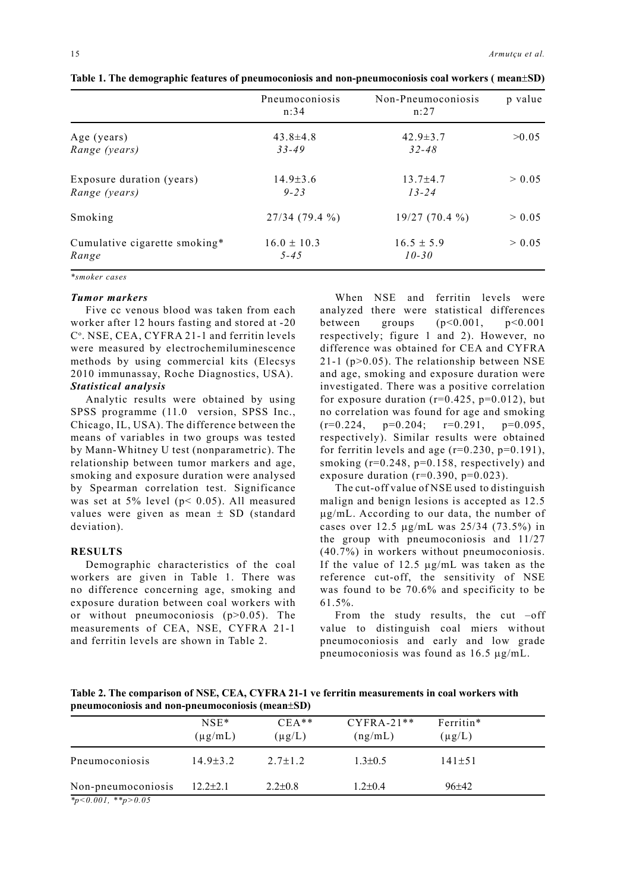**Table 1. The demographic features of pneumoconiosis and non-pneumoconiosis coal workers ( mean±SD)**

| | Pneumoconiosis n:34 | Non-Pneumoconiosis n:27 | p value |
|---|---|---|---|
| Age (years) | 43.8±4.8 | 42.9±3.7 | >0.05 |
| *Range (years)* | *33-49* | *32-48* | |
| Exposure duration (years) | 14.9±3.6 | 13.7±4.7 | > 0.05 |
| *Range (years)* | *9-23* | *13-24* | |
| Smoking | 27/34 (79.4 %) | 19/27 (70.4 %) | > 0.05 |
| Cumulative cigarette smoking* | 16.0 ± 10.3 | 16.5 ± 5.9 | > 0.05 |
| Range | *5-45* | *10-30* | |

*\*smoker cases*

***Tumor markers***

Five cc venous blood was taken from each worker after 12 hours fasting and stored at -20 C°. NSE, CEA, CYFRA 21-1 and ferritin levels were measured by electrochemiluminescence methods by using commercial kits (Elecsys 2010 immunassay, Roche Diagnostics, USA).

***Statistical analysis***

Analytic results were obtained by using SPSS programme (11.0 version, SPSS Inc., Chicago, IL, USA). The difference between the means of variables in two groups was tested by Mann-Whitney U test (nonparametric). The relationship between tumor markers and age, smoking and exposure duration were analysed by Spearman correlation test. Significance was set at 5% level ($p < 0.05$). All measured values were given as mean ± SD (standard deviation).

**RESULTS**

Demographic characteristics of the coal workers are given in Table 1. There was no difference concerning age, smoking and exposure duration between coal workers with or without pneumoconiosis ($p>0.05$). The measurements of CEA, NSE, CYFRA 21-1 and ferritin levels are shown in Table 2.

When NSE and ferritin levels were analyzed there were statistical differences between groups ($p<0.001$, $p<0.001$ respectively; figure 1 and 2). However, no difference was obtained for CEA and CYFRA 21-1 ($p>0.05$). The relationship between NSE and age, smoking and exposure duration were investigated. There was a positive correlation for exposure duration ($r=0.425$, $p=0.012$), but no correlation was found for age and smoking ($r=0.224$, $p=0.204$; $r=0.291$, $p=0.095$, respectively). Similar results were obtained for ferritin levels and age ($r=0.230$, $p=0.191$), smoking ($r=0.248$, $p=0.158$, respectively) and exposure duration ($r=0.390$, $p=0.023$).

The cut-off value of NSE used to distinguish malign and benign lesions is accepted as 12.5 µg/mL. According to our data, the number of cases over 12.5 µg/mL was 25/34 (73.5%) in the group with pneumoconiosis and 11/27 (40.7%) in workers without pneumoconiosis. If the value of 12.5 µg/mL was taken as the reference cut-off, the sensitivity of NSE was found to be 70.6% and specificity to be 61.5%.

From the study results, the cut –off value to distinguish coal miers without pneumoconiosis and early and low grade pneumoconiosis was found as 16.5 µg/mL.

**Table 2. The comparison of NSE, CEA, CYFRA 21-1 ve ferritin measurements in coal workers with pneumoconiosis and non-pneumoconiosis (mean±SD)**

| | NSE* (µg/mL) | CEA** (µg/L) | CYFRA-21** (ng/mL) | Ferritin* (µg/L) |
|---|---|---|---|---|
| Pneumoconiosis | 14.9±3.2 | 2.7±1.2 | 1.3±0.5 | 141±51 |
| Non-pneumoconiosis | 12.2±2.1 | 2.2±0.8 | 1.2±0.4 | 96±42 |

*\*p<0.001, \*\*p>0.05*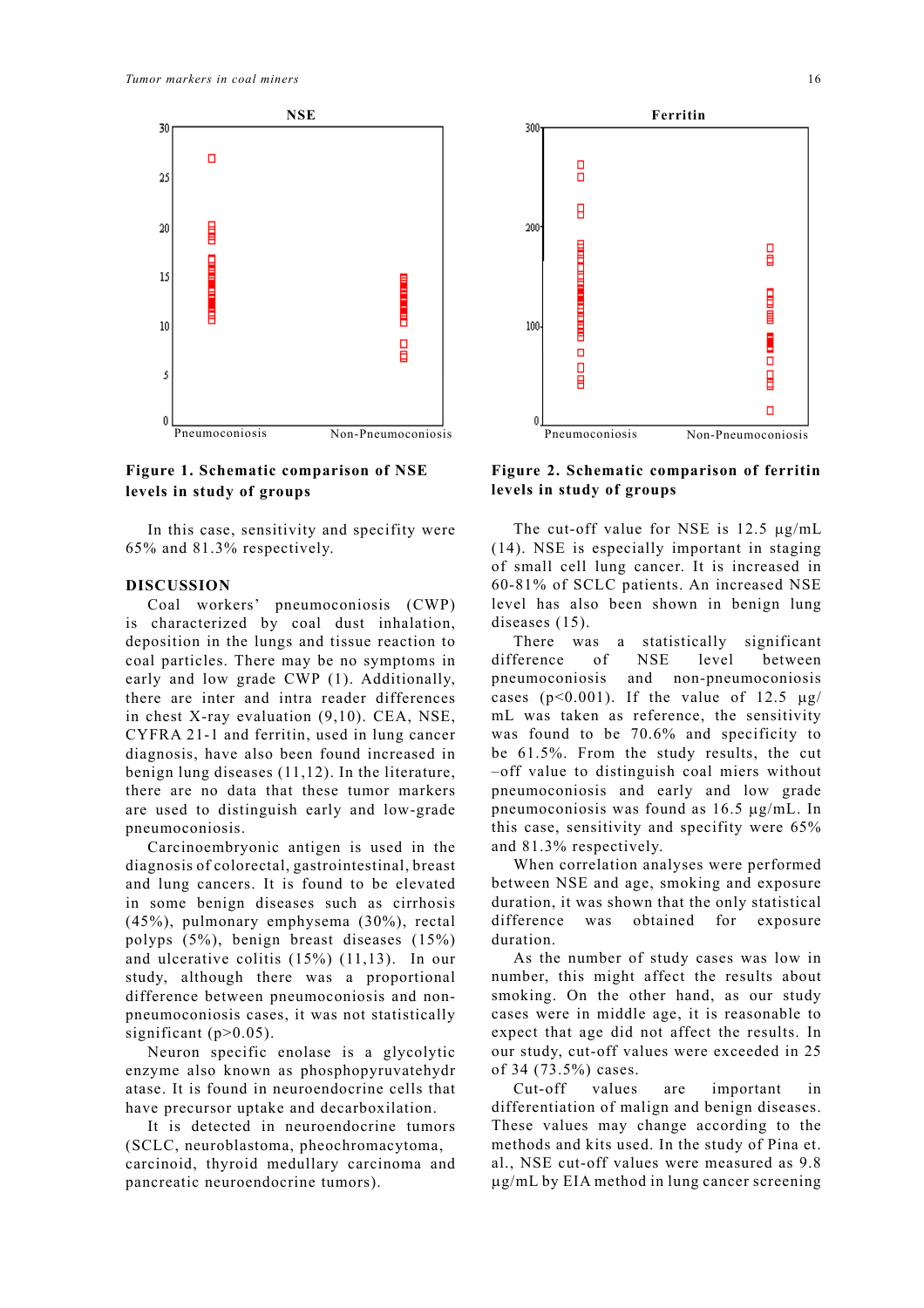**Figure 1. Schematic comparison of NSE levels in study of groups**

**Figure 2. Schematic comparison of ferritin levels in study of groups**

In this case, sensitivity and specifity were 65% and 81.3% respectively.

## DISCUSSION

Coal workers' pneumoconiosis (CWP) is characterized by coal dust inhalation, deposition in the lungs and tissue reaction to coal particles. There may be no symptoms in early and low grade CWP (1). Additionally, there are inter and intra reader differences in chest X-ray evaluation (9,10). CEA, NSE, CYFRA 21-1 and ferritin, used in lung cancer diagnosis, have also been found increased in benign lung diseases (11,12). In the literature, there are no data that these tumor markers are used to distinguish early and low-grade pneumoconiosis.

Carcinoembryonic antigen is used in the diagnosis of colorectal, gastrointestinal, breast and lung cancers. It is found to be elevated in some benign diseases such as cirrhosis (45%), pulmonary emphysema (30%), rectal polyps (5%), benign breast diseases (15%) and ulcerative colitis (15%) (11,13). In our study, although there was a proportional difference between pneumoconiosis and non-pneumoconiosis cases, it was not statistically significant ($p>0.05$).

Neuron specific enolase is a glycolytic enzyme also known as phosphopyruvatehydratase. It is found in neuroendocrine cells that have precursor uptake and decarboxilation.

It is detected in neuroendocrine tumors (SCLC, neuroblastoma, pheochromacytoma, carcinoid, thyroid medullary carcinoma and pancreatic neuroendocrine tumors).

The cut-off value for NSE is 12.5 µg/mL (14). NSE is especially important in staging of small cell lung cancer. It is increased in 60-81% of SCLC patients. An increased NSE level has also been shown in benign lung diseases (15).

There was a statistically significant difference of NSE level between pneumoconiosis and non-pneumoconiosis cases ($p<0.001$). If the value of 12.5 µg/mL was taken as reference, the sensitivity was found to be 70.6% and specificity to be 61.5%. From the study results, the cut –off value to distinguish coal miers without pneumoconiosis and early and low grade pneumoconiosis was found as 16.5 µg/mL. In this case, sensitivity and specifity were 65% and 81.3% respectively.

When correlation analyses were performed between NSE and age, smoking and exposure duration, it was shown that the only statistical difference was obtained for exposure duration.

As the number of study cases was low in number, this might affect the results about smoking. On the other hand, as our study cases were in middle age, it is reasonable to expect that age did not affect the results. In our study, cut-off values were exceeded in 25 of 34 (73.5%) cases.

Cut-off values are important in differentiation of malign and benign diseases. These values may change according to the methods and kits used. In the study of Pina et. al., NSE cut-off values were measured as 9.8 µg/mL by EIA method in lung cancer screening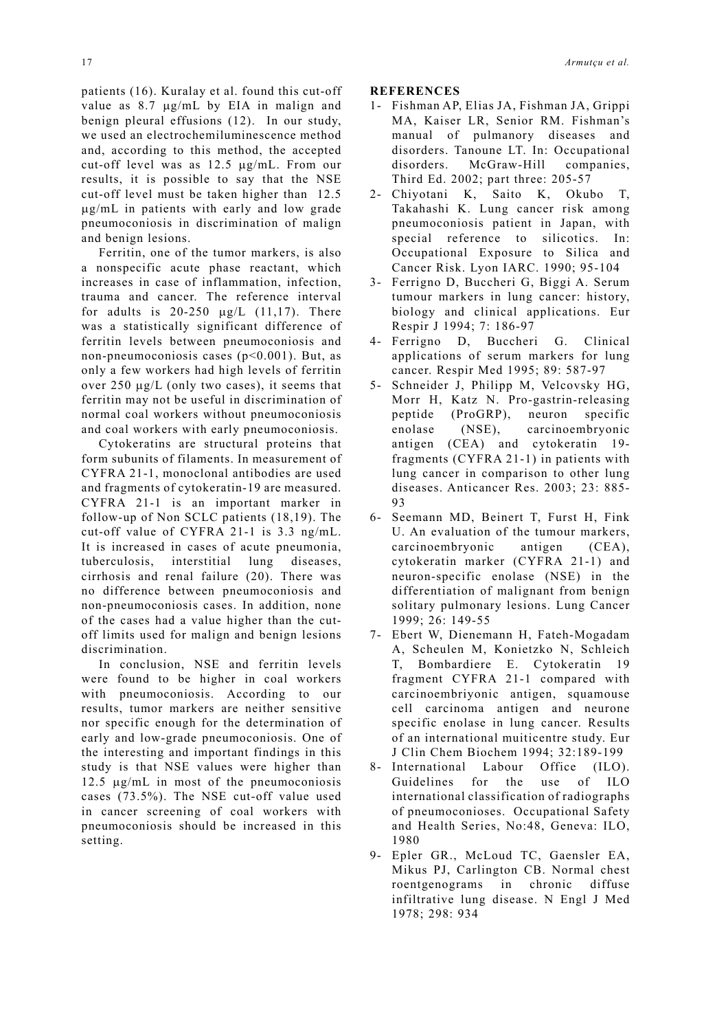patients (16). Kuralay et al. found this cut-off value as 8.7 µg/mL by EIA in malign and benign pleural effusions (12). In our study, we used an electrochemiluminescence method and, according to this method, the accepted cut-off level was as 12.5 µg/mL. From our results, it is possible to say that the NSE cut-off level must be taken higher than 12.5 µg/mL in patients with early and low grade pneumoconiosis in discrimination of malign and benign lesions.

Ferritin, one of the tumor markers, is also a nonspecific acute phase reactant, which increases in case of inflammation, infection, trauma and cancer. The reference interval for adults is 20-250 µg/L (11,17). There was a statistically significant difference of ferritin levels between pneumoconiosis and non-pneumoconiosis cases ($p<0.001$). But, as only a few workers had high levels of ferritin over 250 µg/L (only two cases), it seems that ferritin may not be useful in discrimination of normal coal workers without pneumoconiosis and coal workers with early pneumoconiosis.

Cytokeratins are structural proteins that form subunits of filaments. In measurement of CYFRA 21-1, monoclonal antibodies are used and fragments of cytokeratin-19 are measured. CYFRA 21-1 is an important marker in follow-up of Non SCLC patients (18,19). The cut-off value of CYFRA 21-1 is 3.3 ng/mL. It is increased in cases of acute pneumonia, tuberculosis, interstitial lung diseases, cirrhosis and renal failure (20). There was no difference between pneumoconiosis and non-pneumoconiosis cases. In addition, none of the cases had a value higher than the cut-off limits used for malign and benign lesions discrimination.

In conclusion, NSE and ferritin levels were found to be higher in coal workers with pneumoconiosis. According to our results, tumor markers are neither sensitive nor specific enough for the determination of early and low-grade pneumoconiosis. One of the interesting and important findings in this study is that NSE values were higher than 12.5 µg/mL in most of the pneumoconiosis cases (73.5%). The NSE cut-off value used in cancer screening of coal workers with pneumoconiosis should be increased in this setting.

**REFERENCES**

1- Fishman AP, Elias JA, Fishman JA, Grippi MA, Kaiser LR, Senior RM. Fishman's manual of pulmanory diseases and disorders. Tanoune LT. In: Occupational disorders. McGraw-Hill companies, Third Ed. 2002; part three: 205-57

2- Chiyotani K, Saito K, Okubo T, Takahashi K. Lung cancer risk among pneumoconiosis patient in Japan, with special reference to silicotics. In: Occupational Exposure to Silica and Cancer Risk. Lyon IARC. 1990; 95-104

3- Ferrigno D, Buccheri G, Biggi A. Serum tumour markers in lung cancer: history, biology and clinical applications. Eur Respir J 1994; 7: 186-97

4- Ferrigno D, Buccheri G. Clinical applications of serum markers for lung cancer. Respir Med 1995; 89: 587-97

5- Schneider J, Philipp M, Velcovsky HG, Morr H, Katz N. Pro-gastrin-releasing peptide (ProGRP), neuron specific enolase (NSE), carcinoembryonic antigen (CEA) and cytokeratin 19-fragments (CYFRA 21-1) in patients with lung cancer in comparison to other lung diseases. Anticancer Res. 2003; 23: 885-93

6- Seemann MD, Beinert T, Furst H, Fink U. An evaluation of the tumour markers, carcinoembryonic antigen (CEA), cytokeratin marker (CYFRA 21-1) and neuron-specific enolase (NSE) in the differentiation of malignant from benign solitary pulmonary lesions. Lung Cancer 1999; 26: 149-55

7- Ebert W, Dienemann H, Fateh-Mogadam A, Scheulen M, Konietzko N, Schleich T, Bombardiere E. Cytokeratin 19 fragment CYFRA 21-1 compared with carcinoembriyonic antigen, squamouse cell carcinoma antigen and neurone specific enolase in lung cancer. Results of an international muiticentre study. Eur J Clin Chem Biochem 1994; 32:189-199

8- International Labour Office (ILO). Guidelines for the use of ILO international classification of radiographs of pneumoconioses. Occupational Safety and Health Series, No:48, Geneva: ILO, 1980

9- Epler GR., McLoud TC, Gaensler EA, Mikus PJ, Carlington CB. Normal chest roentgenograms in chronic diffuse infiltrative lung disease. N Engl J Med 1978; 298: 934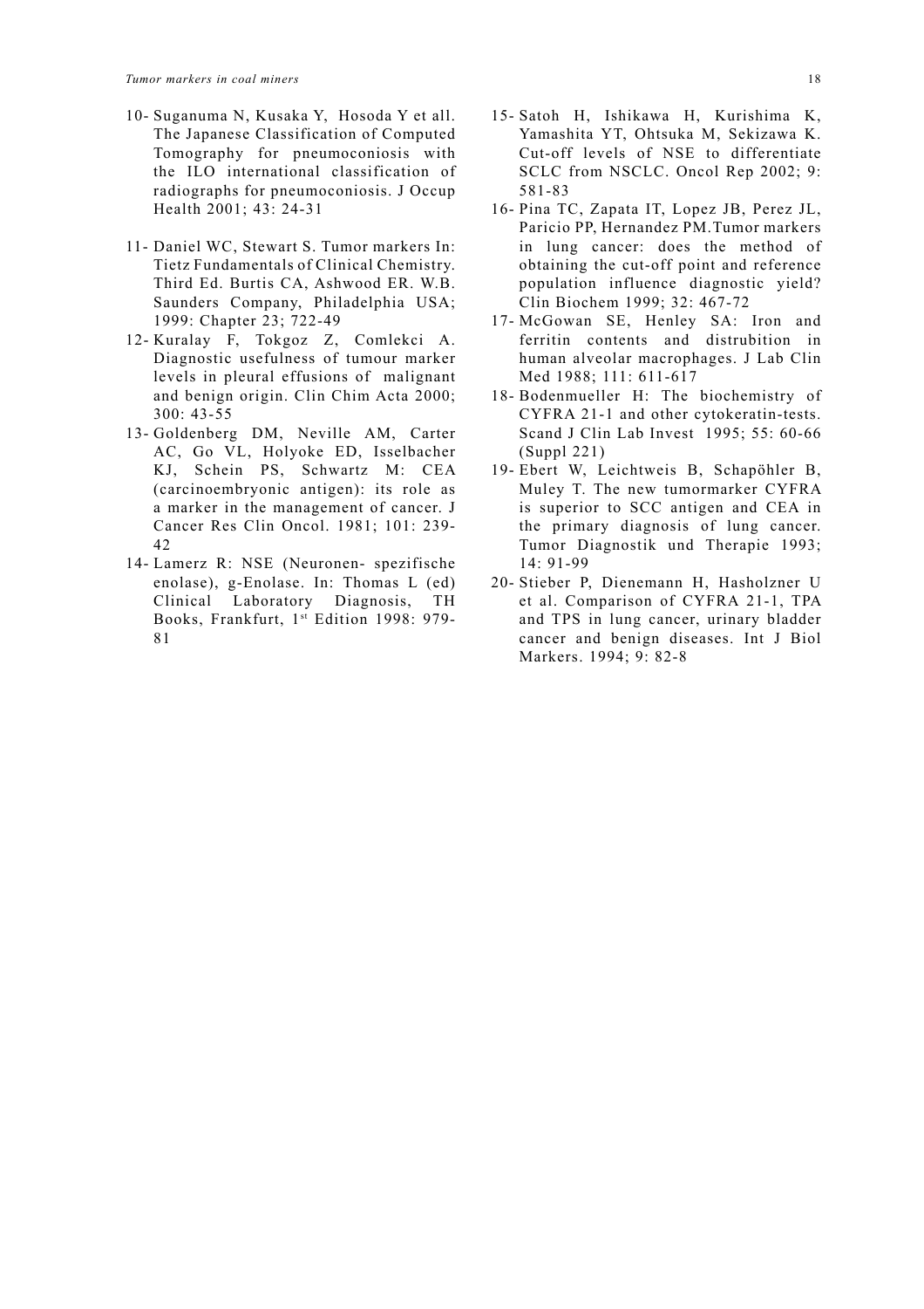10- Suganuma N, Kusaka Y, Hosoda Y et all. The Japanese Classification of Computed Tomography for pneumoconiosis with the ILO international classification of radiographs for pneumoconiosis. J Occup Health 2001; 43: 24-31

11- Daniel WC, Stewart S. Tumor markers In: Tietz Fundamentals of Clinical Chemistry. Third Ed. Burtis CA, Ashwood ER. W.B. Saunders Company, Philadelphia USA; 1999: Chapter 23; 722-49

12- Kuralay F, Tokgoz Z, Comlekci A. Diagnostic usefulness of tumour marker levels in pleural effusions of malignant and benign origin. Clin Chim Acta 2000; 300: 43-55

13- Goldenberg DM, Neville AM, Carter AC, Go VL, Holyoke ED, Isselbacher KJ, Schein PS, Schwartz M: CEA (carcinoembryonic antigen): its role as a marker in the management of cancer. J Cancer Res Clin Oncol. 1981; 101: 239-42

14- Lamerz R: NSE (Neuronen- spezifische enolase), g-Enolase. In: Thomas L (ed) Clinical Laboratory Diagnosis, TH Books, Frankfurt, 1st Edition 1998: 979-81

15- Satoh H, Ishikawa H, Kurishima K, Yamashita YT, Ohtsuka M, Sekizawa K. Cut-off levels of NSE to differentiate SCLC from NSCLC. Oncol Rep 2002; 9: 581-83

16- Pina TC, Zapata IT, Lopez JB, Perez JL, Paricio PP, Hernandez PM.Tumor markers in lung cancer: does the method of obtaining the cut-off point and reference population influence diagnostic yield? Clin Biochem 1999; 32: 467-72

17- McGowan SE, Henley SA: Iron and ferritin contents and distrubition in human alveolar macrophages. J Lab Clin Med 1988; 111: 611-617

18- Bodenmueller H: The biochemistry of CYFRA 21-1 and other cytokeratin-tests. Scand J Clin Lab Invest 1995; 55: 60-66 (Suppl 221)

19- Ebert W, Leichtweis B, Schapöhler B, Muley T. The new tumormarker CYFRA is superior to SCC antigen and CEA in the primary diagnosis of lung cancer. Tumor Diagnostik und Therapie 1993; 14: 91-99

20- Stieber P, Dienemann H, Hasholzner U et al. Comparison of CYFRA 21-1, TPA and TPS in lung cancer, urinary bladder cancer and benign diseases. Int J Biol Markers. 1994; 9: 82-8